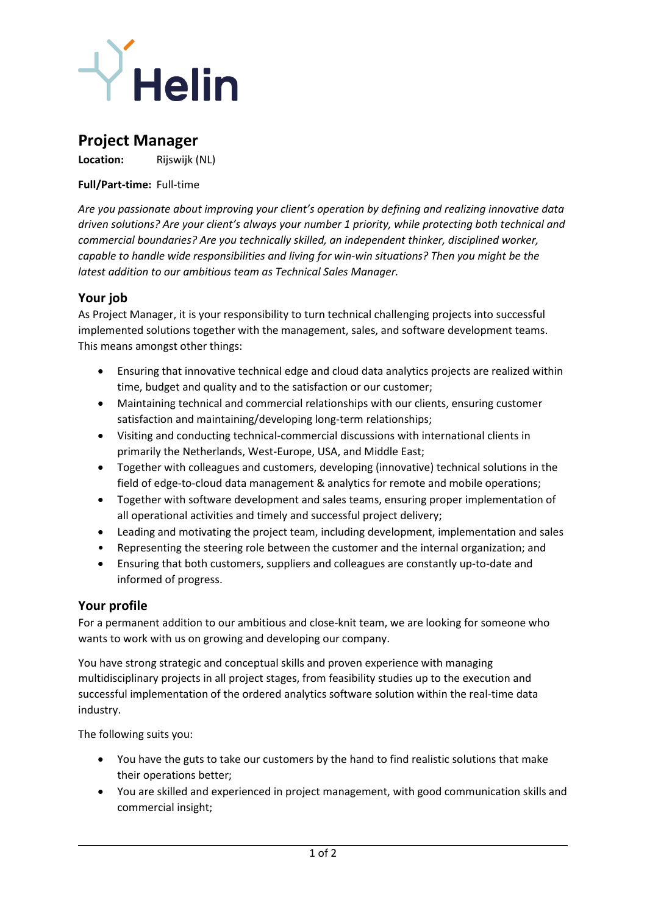Helin

# Project Manager

**Location:** Rijswijk (NL)

**Full/Part-time:** Full-time

*Are you passionate about improving your client's operation by defining and realizing innovative data driven solutions? Are your client's always your number 1 priority, while protecting both technical and commercial boundaries? Are you technically skilled, an independent thinker, disciplined worker, capable to handle wide responsibilities and living for win-win situations? Then you might be the latest addition to our ambitious team as Technical Sales Manager.*

## Your job

As Project Manager, it is your responsibility to turn technical challenging projects into successful implemented solutions together with the management, sales, and software development teams. This means amongst other things:

- Ensuring that innovative technical edge and cloud data analytics projects are realized within time, budget and quality and to the satisfaction or our customer;
- Maintaining technical and commercial relationships with our clients, ensuring customer satisfaction and maintaining/developing long-term relationships;
- Visiting and conducting technical-commercial discussions with international clients in primarily the Netherlands, West-Europe, USA, and Middle East;
- Together with colleagues and customers, developing (innovative) technical solutions in the field of edge-to-cloud data management & analytics for remote and mobile operations;
- Together with software development and sales teams, ensuring proper implementation of all operational activities and timely and successful project delivery;
- Leading and motivating the project team, including development, implementation and sales
- Representing the steering role between the customer and the internal organization; and
- Ensuring that both customers, suppliers and colleagues are constantly up-to-date and informed of progress.

## Your profile

For a permanent addition to our ambitious and close-knit team, we are looking for someone who wants to work with us on growing and developing our company.

You have strong strategic and conceptual skills and proven experience with managing multidisciplinary projects in all project stages, from feasibility studies up to the execution and successful implementation of the ordered analytics software solution within the real-time data industry.

The following suits you:

- You have the guts to take our customers by the hand to find realistic solutions that make their operations better;
- You are skilled and experienced in project management, with good communication skills and commercial insight;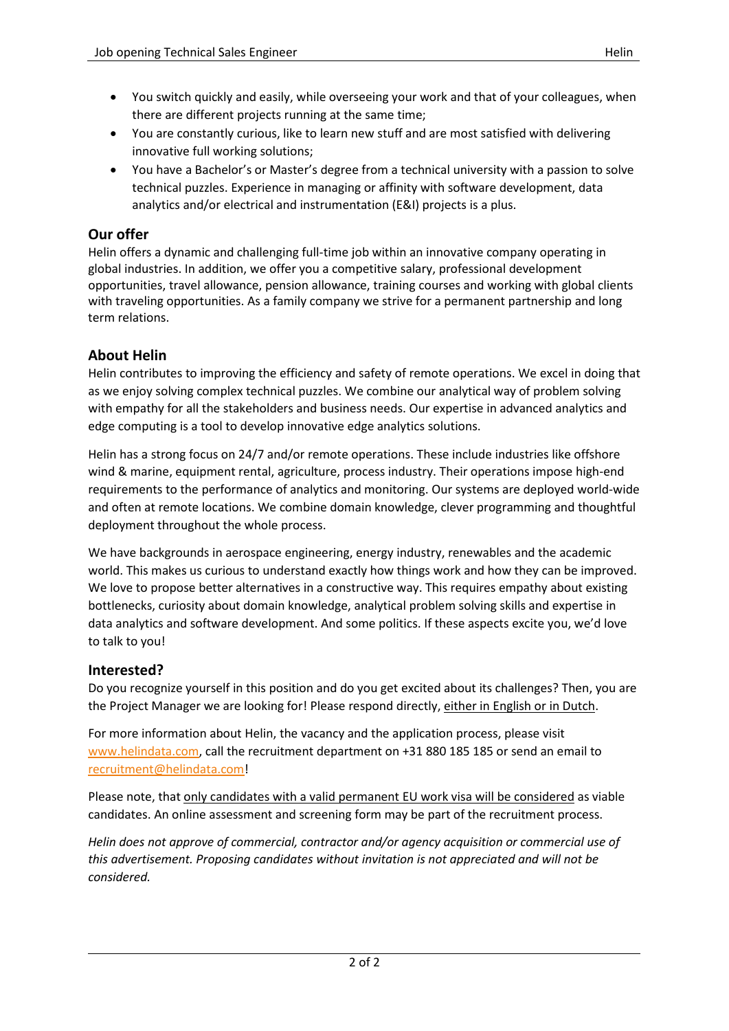- You switch quickly and easily, while overseeing your work and that of your colleagues, when there are different projects running at the same time;
- You are constantly curious, like to learn new stuff and are most satisfied with delivering innovative full working solutions;
- You have a Bachelor's or Master's degree from a technical university with a passion to solve technical puzzles. Experience in managing or affinity with software development, data analytics and/or electrical and instrumentation (E&I) projects is a plus.

## Our offer

Helin offers a dynamic and challenging full-time job within an innovative company operating in global industries. In addition, we offer you a competitive salary, professional development opportunities, travel allowance, pension allowance, training courses and working with global clients with traveling opportunities. As a family company we strive for a permanent partnership and long term relations.

## About Helin

Helin contributes to improving the efficiency and safety of remote operations. We excel in doing that as we enjoy solving complex technical puzzles. We combine our analytical way of problem solving with empathy for all the stakeholders and business needs. Our expertise in advanced analytics and edge computing is a tool to develop innovative edge analytics solutions.

Helin has a strong focus on 24/7 and/or remote operations. These include industries like offshore wind & marine, equipment rental, agriculture, process industry. Their operations impose high-end requirements to the performance of analytics and monitoring. Our systems are deployed world-wide and often at remote locations. We combine domain knowledge, clever programming and thoughtful deployment throughout the whole process.

We have backgrounds in aerospace engineering, energy industry, renewables and the academic world. This makes us curious to understand exactly how things work and how they can be improved. We love to propose better alternatives in a constructive way. This requires empathy about existing bottlenecks, curiosity about domain knowledge, analytical problem solving skills and expertise in data analytics and software development. And some politics. If these aspects excite you, we'd love to talk to you!

## Interested?

Do you recognize yourself in this position and do you get excited about its challenges? Then, you are the Project Manager we are looking for! Please respond directly, either in English or in Dutch.

For more information about Helin, the vacancy and the application process, please visit www.helindata.com, call the recruitment department on +31 880 185 185 or send an email to recruitment@helindata.com!

Please note, that only candidates with a valid permanent EU work visa will be considered as viable candidates. An online assessment and screening form may be part of the recruitment process.

*Helin does not approve of commercial, contractor and/or agency acquisition or commercial use of this advertisement. Proposing candidates without invitation is not appreciated and will not be considered.*